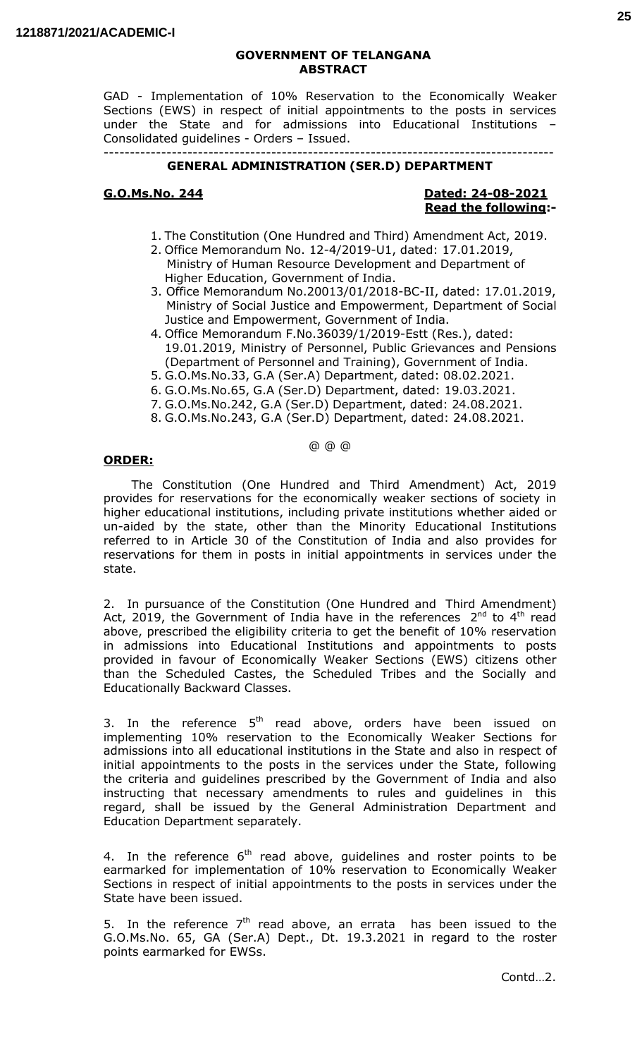**GOVERNMENT OF TELANGANA**
**ABSTRACT**

GAD - Implementation of 10% Reservation to the Economically Weaker Sections (EWS) in respect of initial appointments to the posts in services under the State and for admissions into Educational Institutions – Consolidated guidelines - Orders – Issued.

---

**GENERAL ADMINISTRATION (SER.D) DEPARTMENT**

**G.O.Ms.No. 244** **Dated: 24-08-2021**
**Read the following:-**

1. The Constitution (One Hundred and Third) Amendment Act, 2019.
2. Office Memorandum No. 12-4/2019-U1, dated: 17.01.2019, Ministry of Human Resource Development and Department of Higher Education, Government of India.
3. Office Memorandum No.20013/01/2018-BC-II, dated: 17.01.2019, Ministry of Social Justice and Empowerment, Department of Social Justice and Empowerment, Government of India.
4. Office Memorandum F.No.36039/1/2019-Estt (Res.), dated: 19.01.2019, Ministry of Personnel, Public Grievances and Pensions (Department of Personnel and Training), Government of India.
5. G.O.Ms.No.33, G.A (Ser.A) Department, dated: 08.02.2021.
6. G.O.Ms.No.65, G.A (Ser.D) Department, dated: 19.03.2021.
7. G.O.Ms.No.242, G.A (Ser.D) Department, dated: 24.08.2021.
8. G.O.Ms.No.243, G.A (Ser.D) Department, dated: 24.08.2021.

@ @ @

**ORDER:**

The Constitution (One Hundred and Third Amendment) Act, 2019 provides for reservations for the economically weaker sections of society in higher educational institutions, including private institutions whether aided or un-aided by the state, other than the Minority Educational Institutions referred to in Article 30 of the Constitution of India and also provides for reservations for them in posts in initial appointments in services under the state.

2. In pursuance of the Constitution (One Hundred and Third Amendment) Act, 2019, the Government of India have in the references 2nd to 4th read above, prescribed the eligibility criteria to get the benefit of 10% reservation in admissions into Educational Institutions and appointments to posts provided in favour of Economically Weaker Sections (EWS) citizens other than the Scheduled Castes, the Scheduled Tribes and the Socially and Educationally Backward Classes.

3. In the reference 5th read above, orders have been issued on implementing 10% reservation to the Economically Weaker Sections for admissions into all educational institutions in the State and also in respect of initial appointments to the posts in the services under the State, following the criteria and guidelines prescribed by the Government of India and also instructing that necessary amendments to rules and guidelines in this regard, shall be issued by the General Administration Department and Education Department separately.

4. In the reference 6th read above, guidelines and roster points to be earmarked for implementation of 10% reservation to Economically Weaker Sections in respect of initial appointments to the posts in services under the State have been issued.

5. In the reference 7th read above, an errata has been issued to the G.O.Ms.No. 65, GA (Ser.A) Dept., Dt. 19.3.2021 in regard to the roster points earmarked for EWSs.

Contd…2.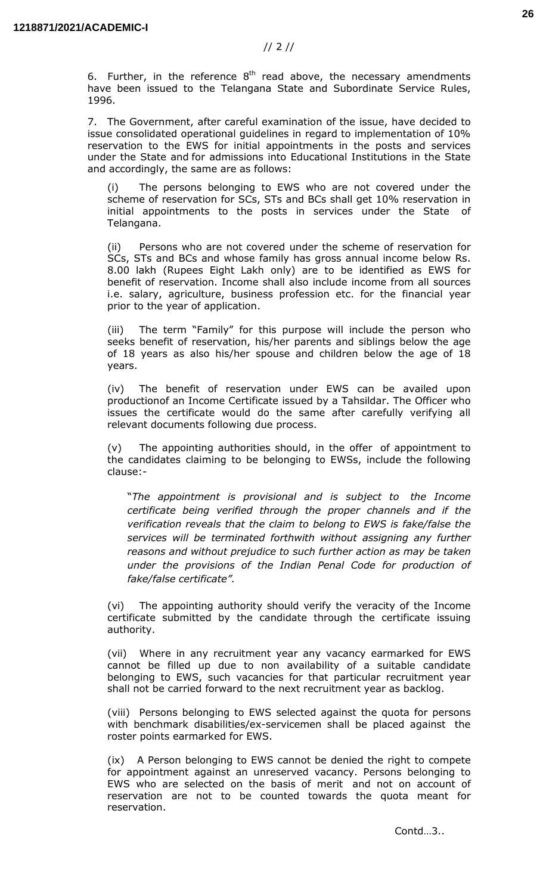6. Further, in the reference 8th read above, the necessary amendments have been issued to the Telangana State and Subordinate Service Rules, 1996.

7. The Government, after careful examination of the issue, have decided to issue consolidated operational guidelines in regard to implementation of 10% reservation to the EWS for initial appointments in the posts and services under the State and for admissions into Educational Institutions in the State and accordingly, the same are as follows:

(i) The persons belonging to EWS who are not covered under the scheme of reservation for SCs, STs and BCs shall get 10% reservation in initial appointments to the posts in services under the State of Telangana.

(ii) Persons who are not covered under the scheme of reservation for SCs, STs and BCs and whose family has gross annual income below Rs. 8.00 lakh (Rupees Eight Lakh only) are to be identified as EWS for benefit of reservation. Income shall also include income from all sources i.e. salary, agriculture, business profession etc. for the financial year prior to the year of application.

(iii) The term "Family" for this purpose will include the person who seeks benefit of reservation, his/her parents and siblings below the age of 18 years as also his/her spouse and children below the age of 18 years.

(iv) The benefit of reservation under EWS can be availed upon productionof an Income Certificate issued by a Tahsildar. The Officer who issues the certificate would do the same after carefully verifying all relevant documents following due process.

(v) The appointing authorities should, in the offer of appointment to the candidates claiming to be belonging to EWSs, include the following clause:-

"*The appointment is provisional and is subject to the Income certificate being verified through the proper channels and if the verification reveals that the claim to belong to EWS is fake/false the services will be terminated forthwith without assigning any further reasons and without prejudice to such further action as may be taken under the provisions of the Indian Penal Code for production of fake/false certificate".*

(vi) The appointing authority should verify the veracity of the Income certificate submitted by the candidate through the certificate issuing authority.

(vii) Where in any recruitment year any vacancy earmarked for EWS cannot be filled up due to non availability of a suitable candidate belonging to EWS, such vacancies for that particular recruitment year shall not be carried forward to the next recruitment year as backlog.

(viii) Persons belonging to EWS selected against the quota for persons with benchmark disabilities/ex-servicemen shall be placed against the roster points earmarked for EWS.

(ix) A Person belonging to EWS cannot be denied the right to compete for appointment against an unreserved vacancy. Persons belonging to EWS who are selected on the basis of merit and not on account of reservation are not to be counted towards the quota meant for reservation.

Contd…3..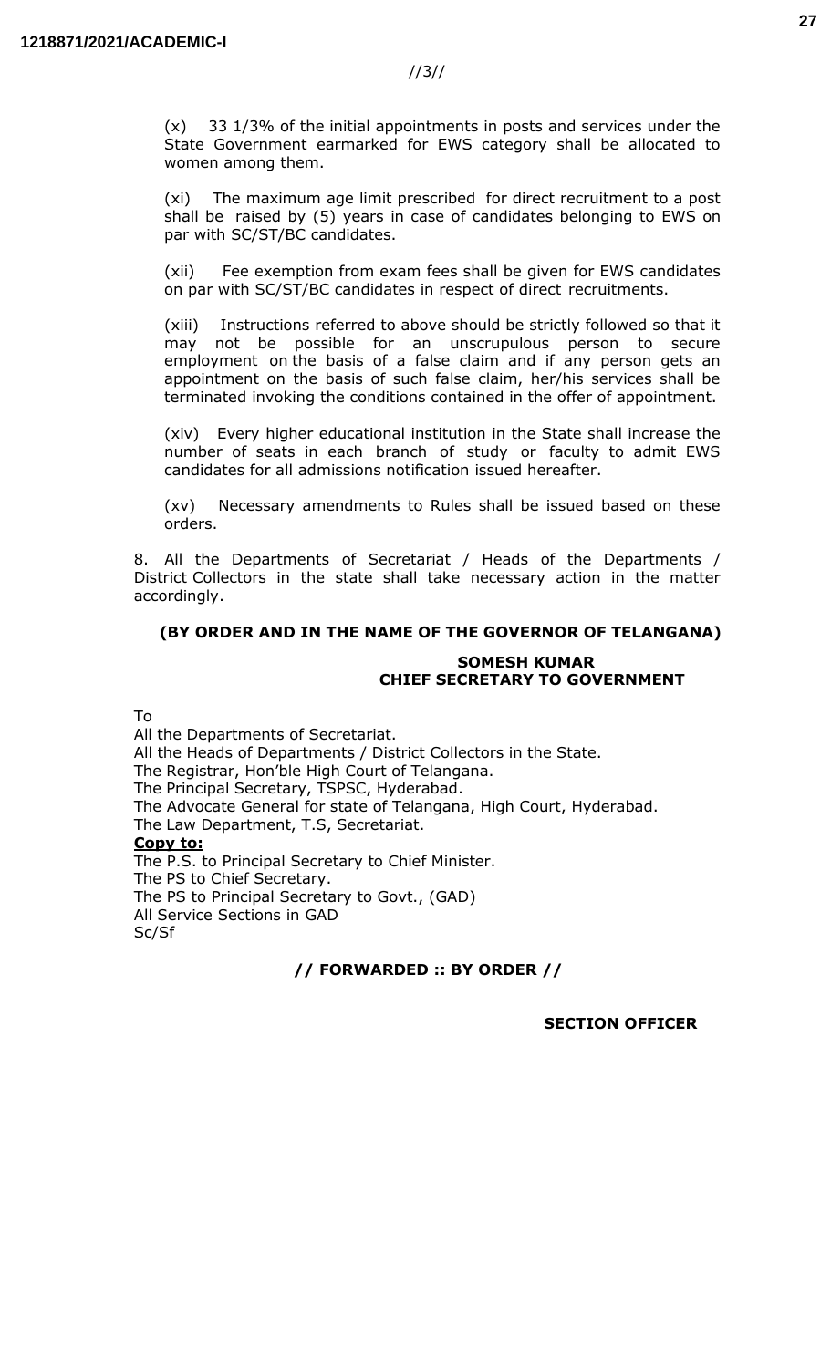//3//

(x) 33 1/3% of the initial appointments in posts and services under the State Government earmarked for EWS category shall be allocated to women among them.

(xi) The maximum age limit prescribed for direct recruitment to a post shall be raised by (5) years in case of candidates belonging to EWS on par with SC/ST/BC candidates.

(xii) Fee exemption from exam fees shall be given for EWS candidates on par with SC/ST/BC candidates in respect of direct recruitments.

(xiii) Instructions referred to above should be strictly followed so that it may not be possible for an unscrupulous person to secure employment on the basis of a false claim and if any person gets an appointment on the basis of such false claim, her/his services shall be terminated invoking the conditions contained in the offer of appointment.

(xiv) Every higher educational institution in the State shall increase the number of seats in each branch of study or faculty to admit EWS candidates for all admissions notification issued hereafter.

(xv) Necessary amendments to Rules shall be issued based on these orders.

8. All the Departments of Secretariat / Heads of the Departments / District Collectors in the state shall take necessary action in the matter accordingly.

**(BY ORDER AND IN THE NAME OF THE GOVERNOR OF TELANGANA)**

**SOMESH KUMAR**
**CHIEF SECRETARY TO GOVERNMENT**

To
All the Departments of Secretariat.
All the Heads of Departments / District Collectors in the State.
The Registrar, Hon'ble High Court of Telangana.
The Principal Secretary, TSPSC, Hyderabad.
The Advocate General for state of Telangana, High Court, Hyderabad.
The Law Department, T.S, Secretariat.

**Copy to:**
The P.S. to Principal Secretary to Chief Minister.
The PS to Chief Secretary.
The PS to Principal Secretary to Govt., (GAD)
All Service Sections in GAD
Sc/Sf

**// FORWARDED :: BY ORDER //**

**SECTION OFFICER**